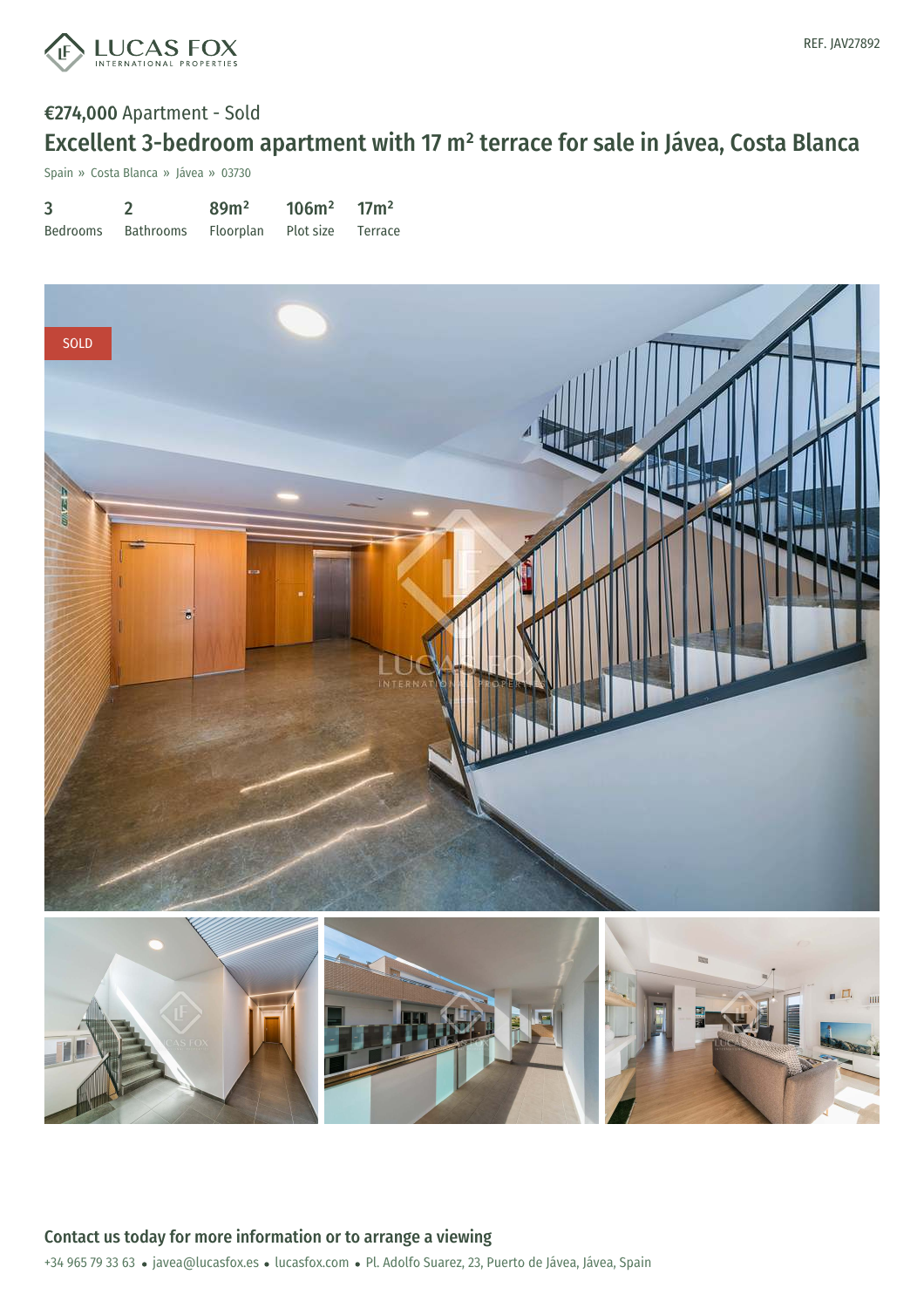REF. JAV27892

€274,000 Apartment - Sold

# Excellent 3-bedroom apartment with 17 m² terrace for sale in Jávea, Costa Blanca

Spain » Costa Blanca » Jávea » 03730

| 3 | 2 | 89m² | 106m² | 17m² |
|---|---|---|---|---|
| Bedrooms | Bathrooms | Floorplan | Plot size | Terrace |

SOLD

## Contact us today for more information or to arrange a viewing

+34 965 79 33 63 • javea@lucasfox.es • lucasfox.com • Pl. Adolfo Suarez, 23, Puerto de Jávea, Jávea, Spain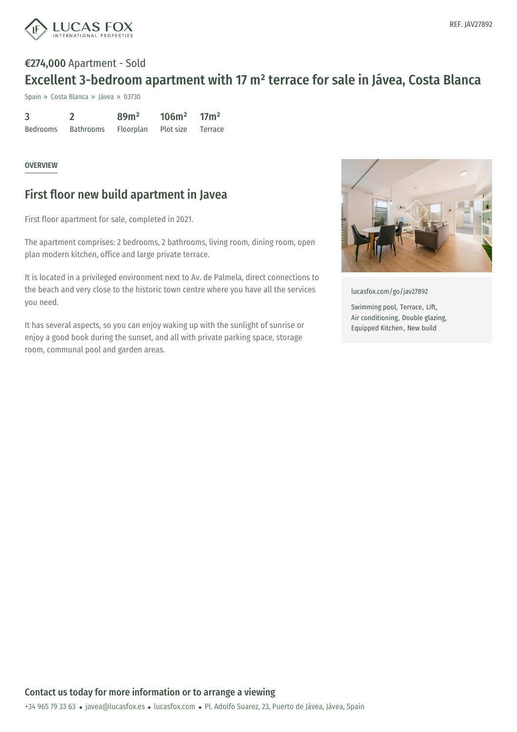REF. JAV27892

**€274,000** Apartment - Sold

# Excellent 3-bedroom apartment with 17 m² terrace for sale in Jávea, Costa Blanca

Spain » Costa Blanca » Jávea » 03730

| 3 | 2 | 89m² | 106m² | 17m² |
|---|---|---|---|---|
| Bedrooms | Bathrooms | Floorplan | Plot size | Terrace |

OVERVIEW

## First floor new build apartment in Javea

First floor apartment for sale, completed in 2021.

The apartment comprises: 2 bedrooms, 2 bathrooms, living room, dining room, open plan modern kitchen, office and large private terrace.

It is located in a privileged environment next to Av. de Palmela, direct connections to the beach and very close to the historic town centre where you have all the services you need.

It has several aspects, so you can enjoy waking up with the sunlight of sunrise or enjoy a good book during the sunset, and all with private parking space, storage room, communal pool and garden areas.

lucasfox.com/go/jav27892

Swimming pool, Terrace, Lift, Air conditioning, Double glazing, Equipped Kitchen, New build

**Contact us today for more information or to arrange a viewing**

+34 965 79 33 63 • javea@lucasfox.es • lucasfox.com • Pl. Adolfo Suarez, 23, Puerto de Jávea, Jávea, Spain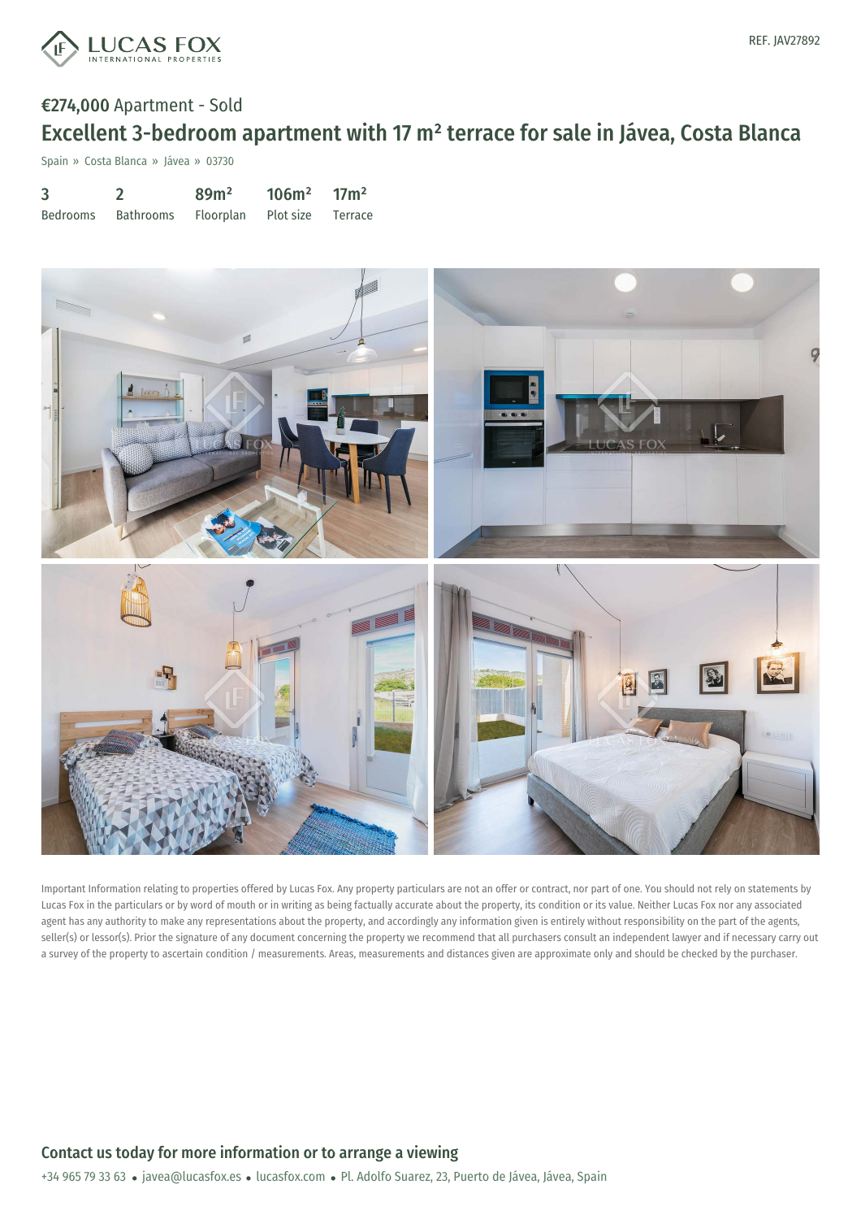€274,000 Apartment - Sold

# Excellent 3-bedroom apartment with 17 m² terrace for sale in Jávea, Costa Blanca

Spain » Costa Blanca » Jávea » 03730

| 3 | 2 | 89m² | 106m² | 17m² |
|---|---|---|---|---|
| Bedrooms | Bathrooms | Floorplan | Plot size | Terrace |

Important Information relating to properties offered by Lucas Fox. Any property particulars are not an offer or contract, nor part of one. You should not rely on statements by Lucas Fox in the particulars or by word of mouth or in writing as being factually accurate about the property, its condition or its value. Neither Lucas Fox nor any associated agent has any authority to make any representations about the property, and accordingly any information given is entirely without responsibility on the part of the agents, seller(s) or lessor(s). Prior the signature of any document concerning the property we recommend that all purchasers consult an independent lawyer and if necessary carry out a survey of the property to ascertain condition / measurements. Areas, measurements and distances given are approximate only and should be checked by the purchaser.

## Contact us today for more information or to arrange a viewing

+34 965 79 33 63 • javea@lucasfox.es • lucasfox.com • Pl. Adolfo Suarez, 23, Puerto de Jávea, Jávea, Spain